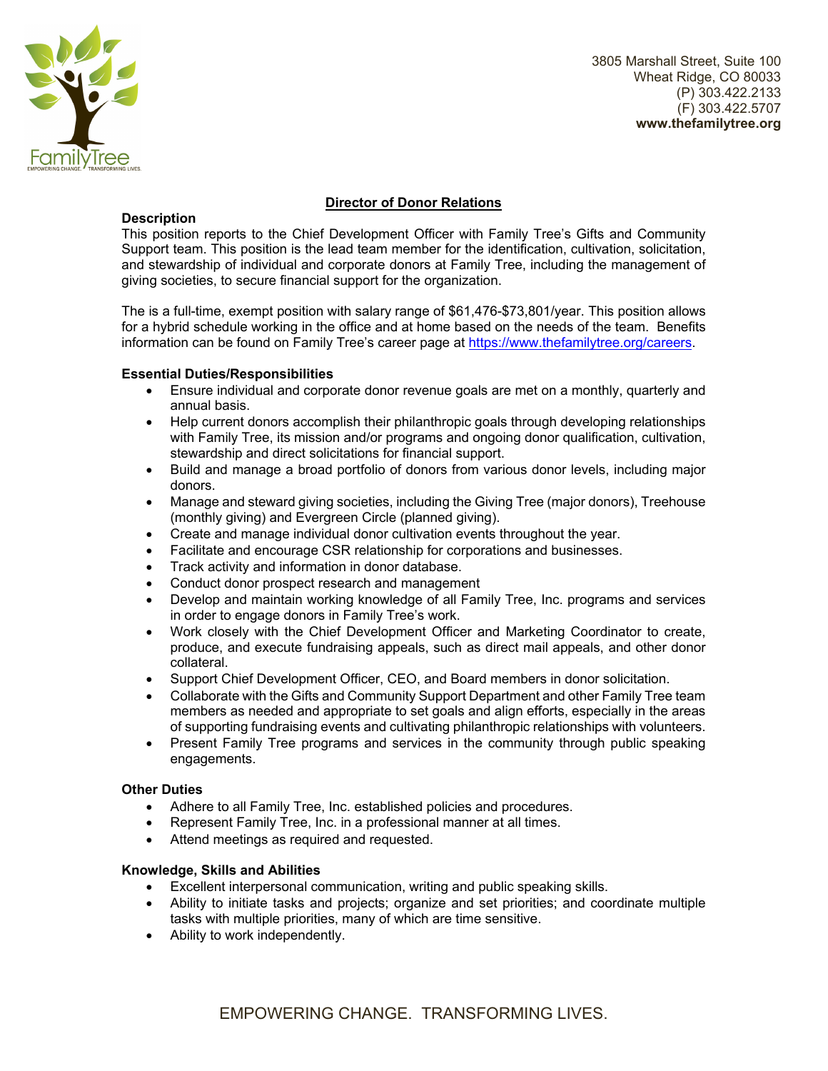3805 Marshall Street, Suite 100
Wheat Ridge, CO 80033
(P) 303.422.2133
(F) 303.422.5707
**www.thefamilytree.org**

## Director of Donor Relations

**Description**

This position reports to the Chief Development Officer with Family Tree's Gifts and Community Support team. This position is the lead team member for the identification, cultivation, solicitation, and stewardship of individual and corporate donors at Family Tree, including the management of giving societies, to secure financial support for the organization.

The is a full-time, exempt position with salary range of $61,476-$73,801/year. This position allows for a hybrid schedule working in the office and at home based on the needs of the team. Benefits information can be found on Family Tree's career page at [https://www.thefamilytree.org/careers](https://www.thefamilytree.org/careers).

**Essential Duties/Responsibilities**

- Ensure individual and corporate donor revenue goals are met on a monthly, quarterly and annual basis.
- Help current donors accomplish their philanthropic goals through developing relationships with Family Tree, its mission and/or programs and ongoing donor qualification, cultivation, stewardship and direct solicitations for financial support.
- Build and manage a broad portfolio of donors from various donor levels, including major donors.
- Manage and steward giving societies, including the Giving Tree (major donors), Treehouse (monthly giving) and Evergreen Circle (planned giving).
- Create and manage individual donor cultivation events throughout the year.
- Facilitate and encourage CSR relationship for corporations and businesses.
- Track activity and information in donor database.
- Conduct donor prospect research and management
- Develop and maintain working knowledge of all Family Tree, Inc. programs and services in order to engage donors in Family Tree's work.
- Work closely with the Chief Development Officer and Marketing Coordinator to create, produce, and execute fundraising appeals, such as direct mail appeals, and other donor collateral.
- Support Chief Development Officer, CEO, and Board members in donor solicitation.
- Collaborate with the Gifts and Community Support Department and other Family Tree team members as needed and appropriate to set goals and align efforts, especially in the areas of supporting fundraising events and cultivating philanthropic relationships with volunteers.
- Present Family Tree programs and services in the community through public speaking engagements.

**Other Duties**

- Adhere to all Family Tree, Inc. established policies and procedures.
- Represent Family Tree, Inc. in a professional manner at all times.
- Attend meetings as required and requested.

**Knowledge, Skills and Abilities**

- Excellent interpersonal communication, writing and public speaking skills.
- Ability to initiate tasks and projects; organize and set priorities; and coordinate multiple tasks with multiple priorities, many of which are time sensitive.
- Ability to work independently.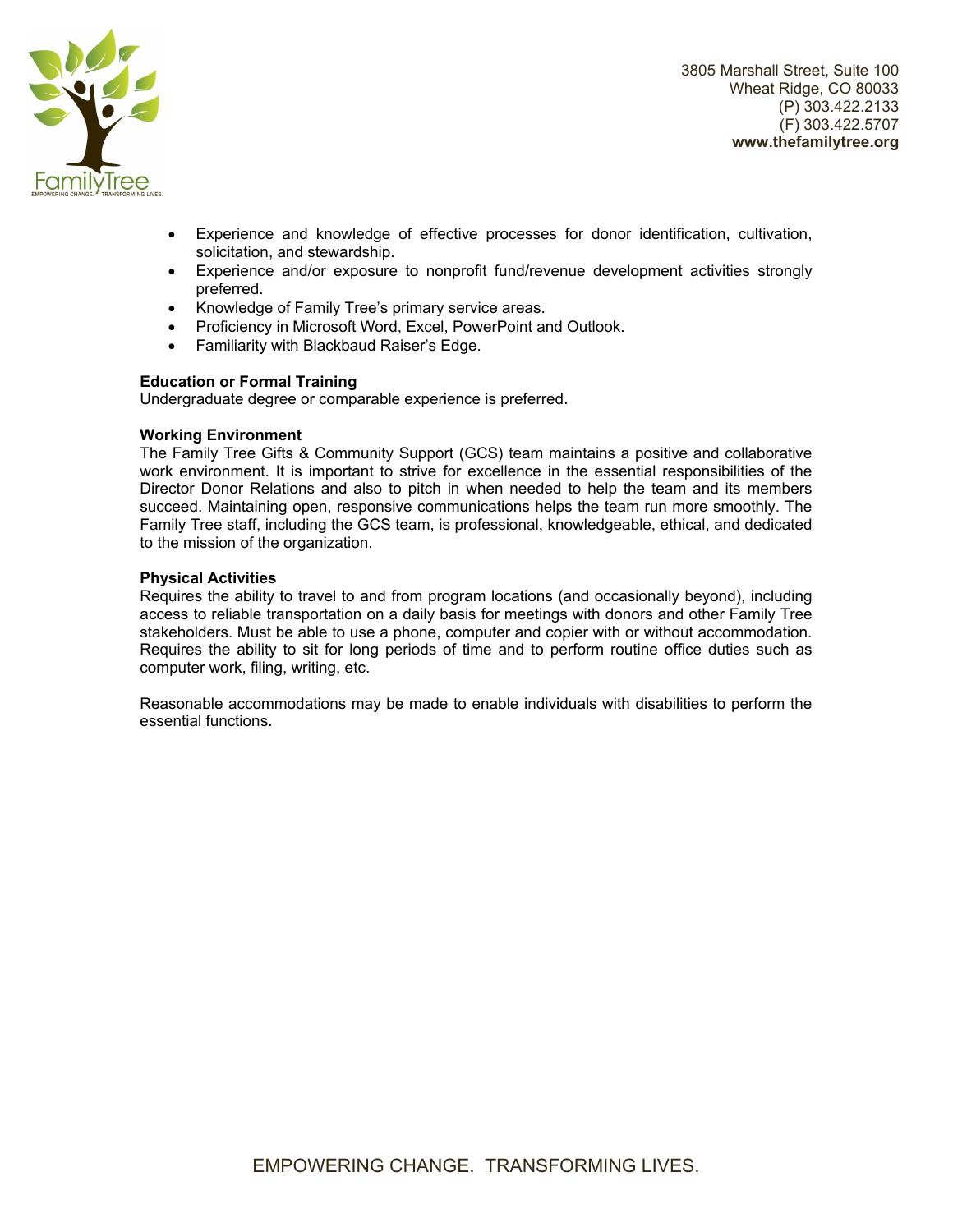- Experience and knowledge of effective processes for donor identification, cultivation, solicitation, and stewardship.
- Experience and/or exposure to nonprofit fund/revenue development activities strongly preferred.
- Knowledge of Family Tree's primary service areas.
- Proficiency in Microsoft Word, Excel, PowerPoint and Outlook.
- Familiarity with Blackbaud Raiser's Edge.

**Education or Formal Training**
Undergraduate degree or comparable experience is preferred.

**Working Environment**
The Family Tree Gifts & Community Support (GCS) team maintains a positive and collaborative work environment. It is important to strive for excellence in the essential responsibilities of the Director Donor Relations and also to pitch in when needed to help the team and its members succeed. Maintaining open, responsive communications helps the team run more smoothly. The Family Tree staff, including the GCS team, is professional, knowledgeable, ethical, and dedicated to the mission of the organization.

**Physical Activities**
Requires the ability to travel to and from program locations (and occasionally beyond), including access to reliable transportation on a daily basis for meetings with donors and other Family Tree stakeholders. Must be able to use a phone, computer and copier with or without accommodation. Requires the ability to sit for long periods of time and to perform routine office duties such as computer work, filing, writing, etc.

Reasonable accommodations may be made to enable individuals with disabilities to perform the essential functions.